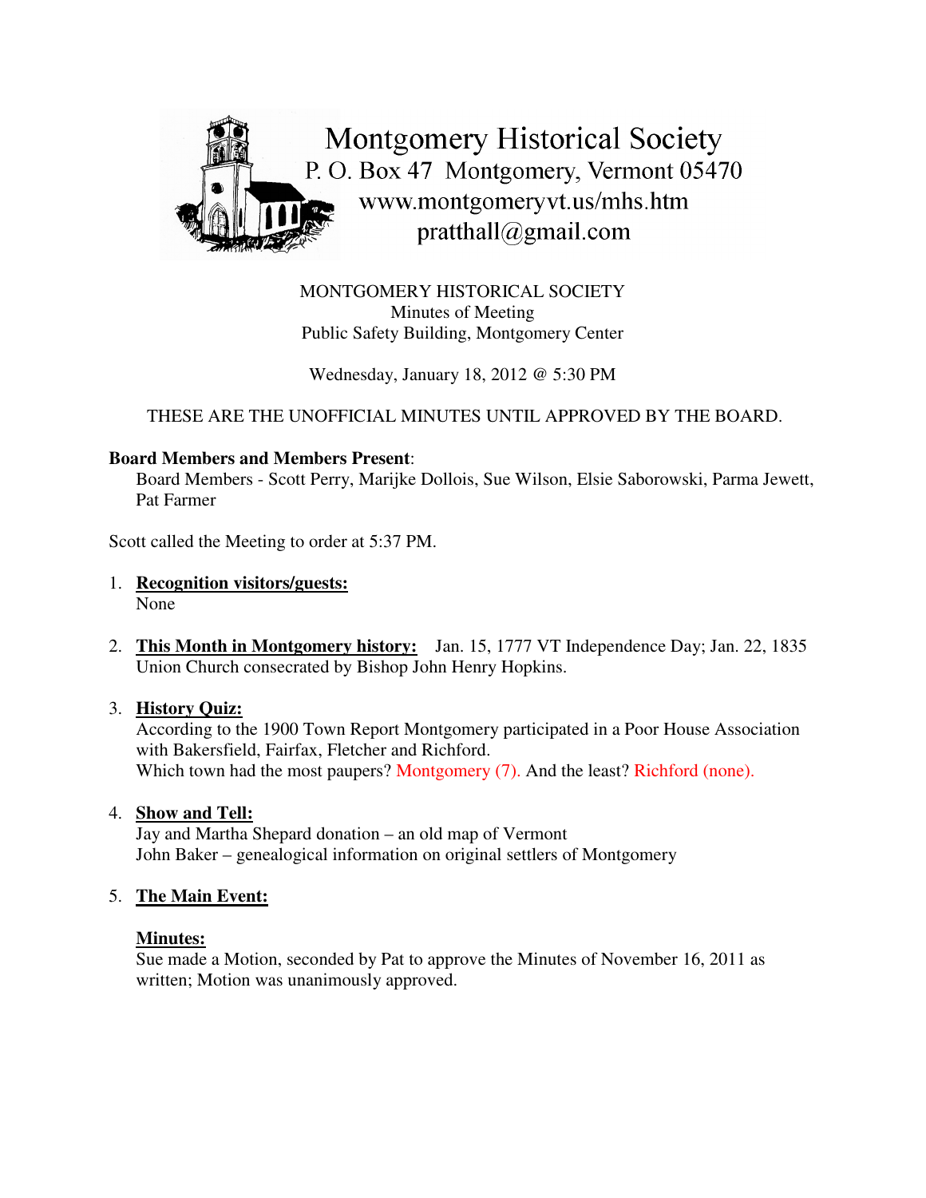# Montgomery Historical Society

P. O. Box 47 Montgomery, Vermont 05470
www.montgomeryvt.us/mhs.htm
pratthall@gmail.com

MONTGOMERY HISTORICAL SOCIETY
Minutes of Meeting
Public Safety Building, Montgomery Center

Wednesday, January 18, 2012 @ 5:30 PM

THESE ARE THE UNOFFICIAL MINUTES UNTIL APPROVED BY THE BOARD.

**Board Members and Members Present**:
Board Members - Scott Perry, Marijke Dollois, Sue Wilson, Elsie Saborowski, Parma Jewett, Pat Farmer

Scott called the Meeting to order at 5:37 PM.

1. **Recognition visitors/guests:**
   None

2. **This Month in Montgomery history:** Jan. 15, 1777 VT Independence Day; Jan. 22, 1835 Union Church consecrated by Bishop John Henry Hopkins.

3. **History Quiz:**
   According to the 1900 Town Report Montgomery participated in a Poor House Association with Bakersfield, Fairfax, Fletcher and Richford.
   Which town had the most paupers? Montgomery (7). And the least? Richford (none).

4. **Show and Tell:**
   Jay and Martha Shepard donation – an old map of Vermont
   John Baker – genealogical information on original settlers of Montgomery

5. **The Main Event:**

   **Minutes:**
   Sue made a Motion, seconded by Pat to approve the Minutes of November 16, 2011 as written; Motion was unanimously approved.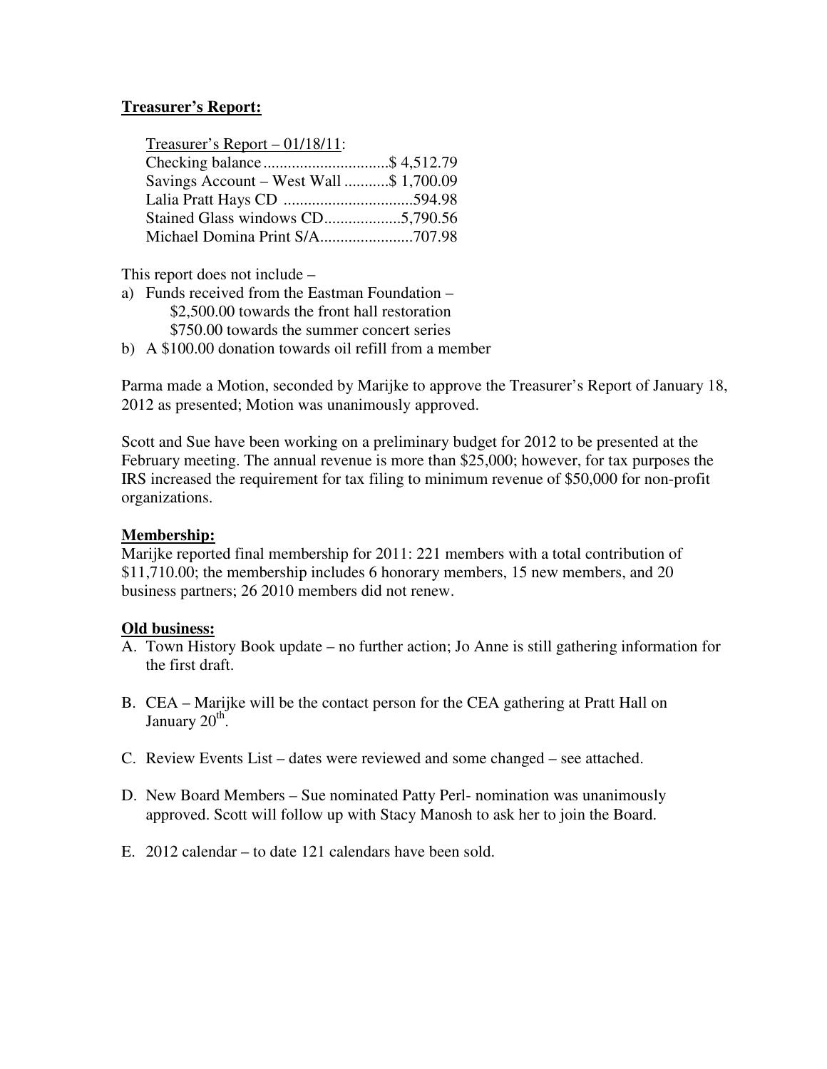**Treasurer's Report:**

Treasurer's Report – 01/18/11:
Checking balance...............................$ 4,512.79
Savings Account – West Wall ...........$ 1,700.09
Lalia Pratt Hays CD ................................594.98
Stained Glass windows CD...................5,790.56
Michael Domina Print S/A.......................707.98

This report does not include –

a) Funds received from the Eastman Foundation –
   $2,500.00 towards the front hall restoration
   $750.00 towards the summer concert series
b) A $100.00 donation towards oil refill from a member

Parma made a Motion, seconded by Marijke to approve the Treasurer's Report of January 18, 2012 as presented; Motion was unanimously approved.

Scott and Sue have been working on a preliminary budget for 2012 to be presented at the February meeting. The annual revenue is more than $25,000; however, for tax purposes the IRS increased the requirement for tax filing to minimum revenue of $50,000 for non-profit organizations.

**Membership:**
Marijke reported final membership for 2011: 221 members with a total contribution of $11,710.00; the membership includes 6 honorary members, 15 new members, and 20 business partners; 26 2010 members did not renew.

**Old business:**

A. Town History Book update – no further action; Jo Anne is still gathering information for the first draft.

B. CEA – Marijke will be the contact person for the CEA gathering at Pratt Hall on January 20th.

C. Review Events List – dates were reviewed and some changed – see attached.

D. New Board Members – Sue nominated Patty Perl- nomination was unanimously approved. Scott will follow up with Stacy Manosh to ask her to join the Board.

E. 2012 calendar – to date 121 calendars have been sold.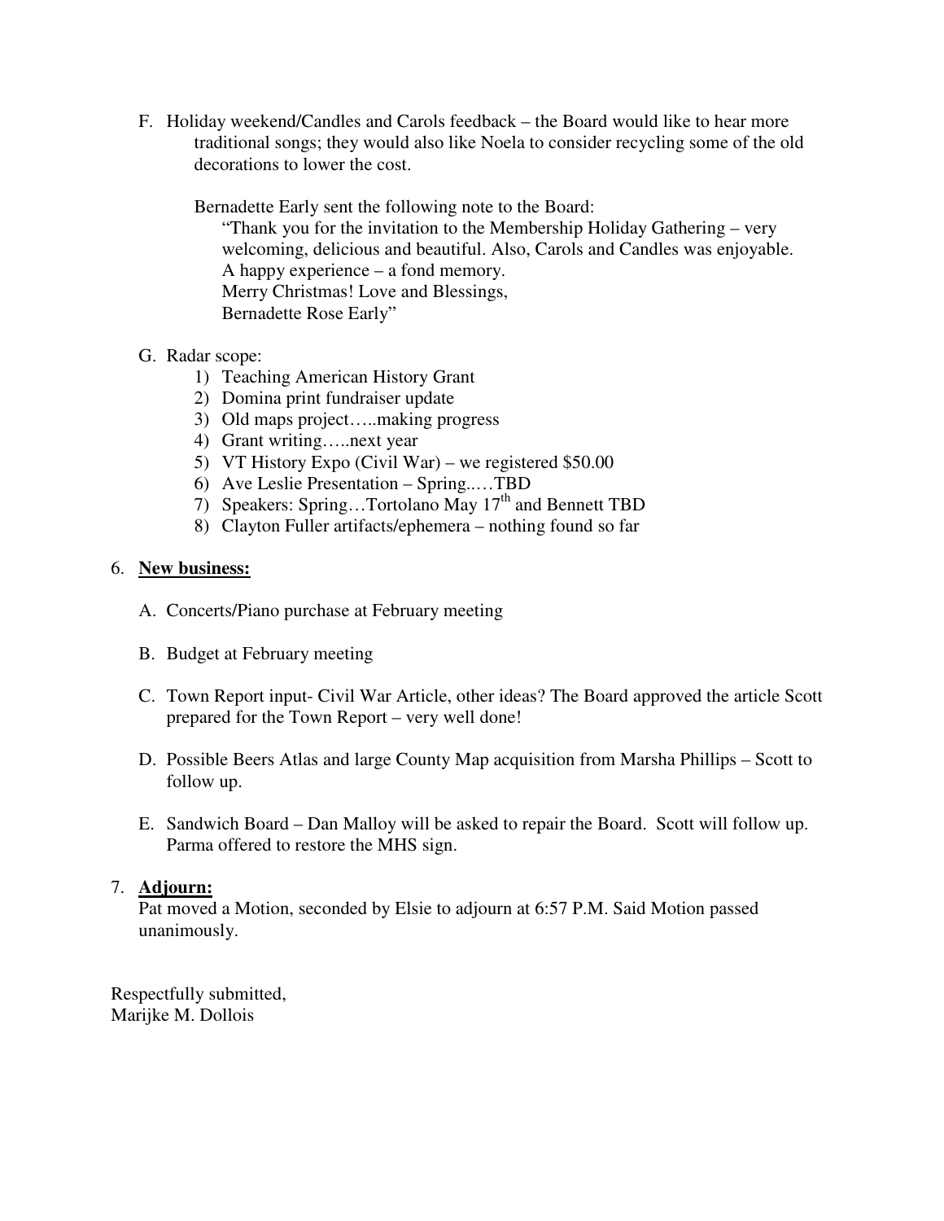F. Holiday weekend/Candles and Carols feedback – the Board would like to hear more traditional songs; they would also like Noela to consider recycling some of the old decorations to lower the cost.

   Bernadette Early sent the following note to the Board:

   > "Thank you for the invitation to the Membership Holiday Gathering – very welcoming, delicious and beautiful. Also, Carols and Candles was enjoyable.
   > A happy experience – a fond memory.
   > Merry Christmas! Love and Blessings,
   > Bernadette Rose Early"

G. Radar scope:
   1) Teaching American History Grant
   2) Domina print fundraiser update
   3) Old maps project…..making progress
   4) Grant writing…..next year
   5) VT History Expo (Civil War) – we registered $50.00
   6) Ave Leslie Presentation – Spring..…TBD
   7) Speakers: Spring…Tortolano May 17th and Bennett TBD
   8) Clayton Fuller artifacts/ephemera – nothing found so far

6. **New business:**

   A. Concerts/Piano purchase at February meeting

   B. Budget at February meeting

   C. Town Report input- Civil War Article, other ideas? The Board approved the article Scott prepared for the Town Report – very well done!

   D. Possible Beers Atlas and large County Map acquisition from Marsha Phillips – Scott to follow up.

   E. Sandwich Board – Dan Malloy will be asked to repair the Board. Scott will follow up. Parma offered to restore the MHS sign.

7. **Adjourn:**
   Pat moved a Motion, seconded by Elsie to adjourn at 6:57 P.M. Said Motion passed unanimously.

Respectfully submitted,
Marijke M. Dollois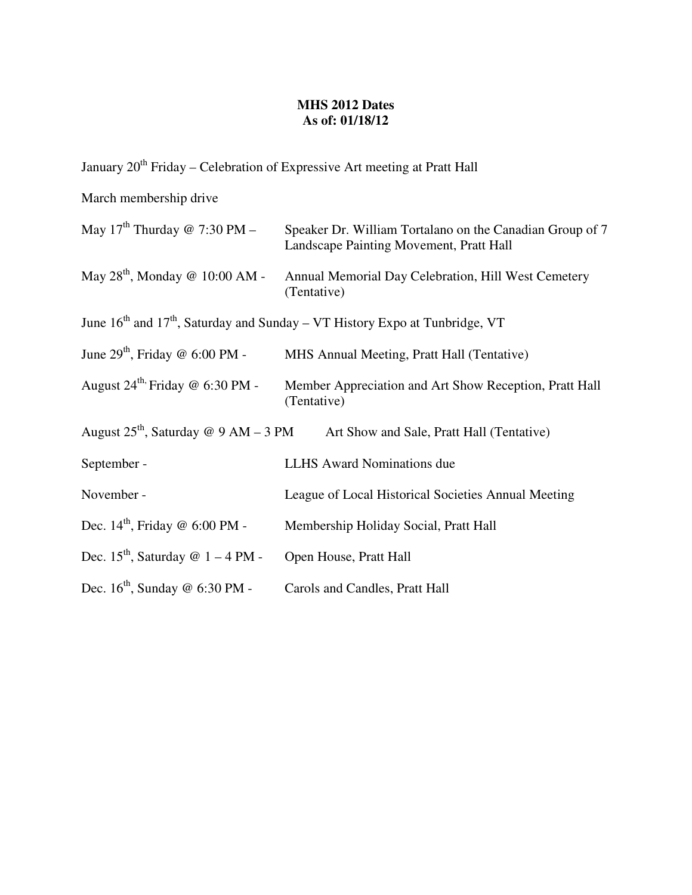**MHS 2012 Dates**
**As of: 01/18/12**

January 20th Friday – Celebration of Expressive Art meeting at Pratt Hall

March membership drive

| | |
|---|---|
| May 17th Thurday @ 7:30 PM – | Speaker Dr. William Tortalano on the Canadian Group of 7 Landscape Painting Movement, Pratt Hall |
| May 28th, Monday @ 10:00 AM - | Annual Memorial Day Celebration, Hill West Cemetery (Tentative) |

June 16th and 17th, Saturday and Sunday – VT History Expo at Tunbridge, VT

| | |
|---|---|
| June 29th, Friday @ 6:00 PM - | MHS Annual Meeting, Pratt Hall (Tentative) |
| August 24th, Friday @ 6:30 PM - | Member Appreciation and Art Show Reception, Pratt Hall (Tentative) |
| August 25th, Saturday @ 9 AM – 3 PM | Art Show and Sale, Pratt Hall (Tentative) |
| September - | LLHS Award Nominations due |
| November - | League of Local Historical Societies Annual Meeting |
| Dec. 14th, Friday @ 6:00 PM - | Membership Holiday Social, Pratt Hall |
| Dec. 15th, Saturday @ 1 – 4 PM - | Open House, Pratt Hall |
| Dec. 16th, Sunday @ 6:30 PM - | Carols and Candles, Pratt Hall |